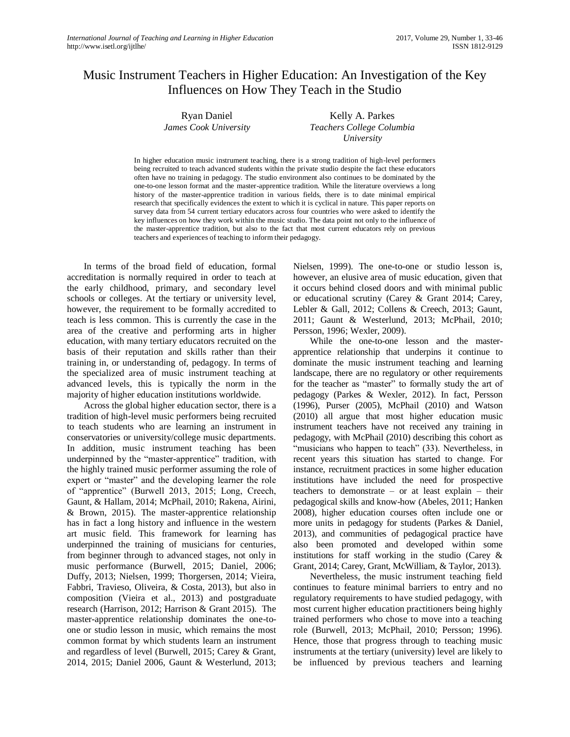# Music Instrument Teachers in Higher Education: An Investigation of the Key Influences on How They Teach in the Studio

Ryan Daniel
*James Cook University*

Kelly A. Parkes
*Teachers College Columbia University*

In higher education music instrument teaching, there is a strong tradition of high-level performers being recruited to teach advanced students within the private studio despite the fact these educators often have no training in pedagogy. The studio environment also continues to be dominated by the one-to-one lesson format and the master-apprentice tradition. While the literature overviews a long history of the master-apprentice tradition in various fields, there is to date minimal empirical research that specifically evidences the extent to which it is cyclical in nature. This paper reports on survey data from 54 current tertiary educators across four countries who were asked to identify the key influences on how they work within the music studio. The data point not only to the influence of the master-apprentice tradition, but also to the fact that most current educators rely on previous teachers and experiences of teaching to inform their pedagogy.

In terms of the broad field of education, formal accreditation is normally required in order to teach at the early childhood, primary, and secondary level schools or colleges. At the tertiary or university level, however, the requirement to be formally accredited to teach is less common. This is currently the case in the area of the creative and performing arts in higher education, with many tertiary educators recruited on the basis of their reputation and skills rather than their training in, or understanding of, pedagogy. In terms of the specialized area of music instrument teaching at advanced levels, this is typically the norm in the majority of higher education institutions worldwide.

Across the global higher education sector, there is a tradition of high-level music performers being recruited to teach students who are learning an instrument in conservatories or university/college music departments. In addition, music instrument teaching has been underpinned by the "master-apprentice" tradition, with the highly trained music performer assuming the role of expert or "master" and the developing learner the role of "apprentice" (Burwell 2013, 2015; Long, Creech, Gaunt, & Hallam, 2014; McPhail, 2010; Rakena, Airini, & Brown, 2015). The master-apprentice relationship has in fact a long history and influence in the western art music field. This framework for learning has underpinned the training of musicians for centuries, from beginner through to advanced stages, not only in music performance (Burwell, 2015; Daniel, 2006; Duffy, 2013; Nielsen, 1999; Thorgersen, 2014; Vieira, Fabbri, Travieso, Oliveira, & Costa, 2013), but also in composition (Vieira et al., 2013) and postgraduate research (Harrison, 2012; Harrison & Grant 2015). The master-apprentice relationship dominates the one-to-one or studio lesson in music, which remains the most common format by which students learn an instrument and regardless of level (Burwell, 2015; Carey & Grant, 2014, 2015; Daniel 2006, Gaunt & Westerlund, 2013; Nielsen, 1999). The one-to-one or studio lesson is, however, an elusive area of music education, given that it occurs behind closed doors and with minimal public or educational scrutiny (Carey & Grant 2014; Carey, Lebler & Gall, 2012; Collens & Creech, 2013; Gaunt, 2011; Gaunt & Westerlund, 2013; McPhail, 2010; Persson, 1996; Wexler, 2009).

While the one-to-one lesson and the master-apprentice relationship that underpins it continue to dominate the music instrument teaching and learning landscape, there are no regulatory or other requirements for the teacher as "master" to formally study the art of pedagogy (Parkes & Wexler, 2012). In fact, Persson (1996), Purser (2005), McPhail (2010) and Watson (2010) all argue that most higher education music instrument teachers have not received any training in pedagogy, with McPhail (2010) describing this cohort as "musicians who happen to teach" (33). Nevertheless, in recent years this situation has started to change. For instance, recruitment practices in some higher education institutions have included the need for prospective teachers to demonstrate – or at least explain – their pedagogical skills and know-how (Abeles, 2011; Hanken 2008), higher education courses often include one or more units in pedagogy for students (Parkes & Daniel, 2013), and communities of pedagogical practice have also been promoted and developed within some institutions for staff working in the studio (Carey & Grant, 2014; Carey, Grant, McWilliam, & Taylor, 2013).

Nevertheless, the music instrument teaching field continues to feature minimal barriers to entry and no regulatory requirements to have studied pedagogy, with most current higher education practitioners being highly trained performers who chose to move into a teaching role (Burwell, 2013; McPhail, 2010; Persson; 1996). Hence, those that progress through to teaching music instruments at the tertiary (university) level are likely to be influenced by previous teachers and learning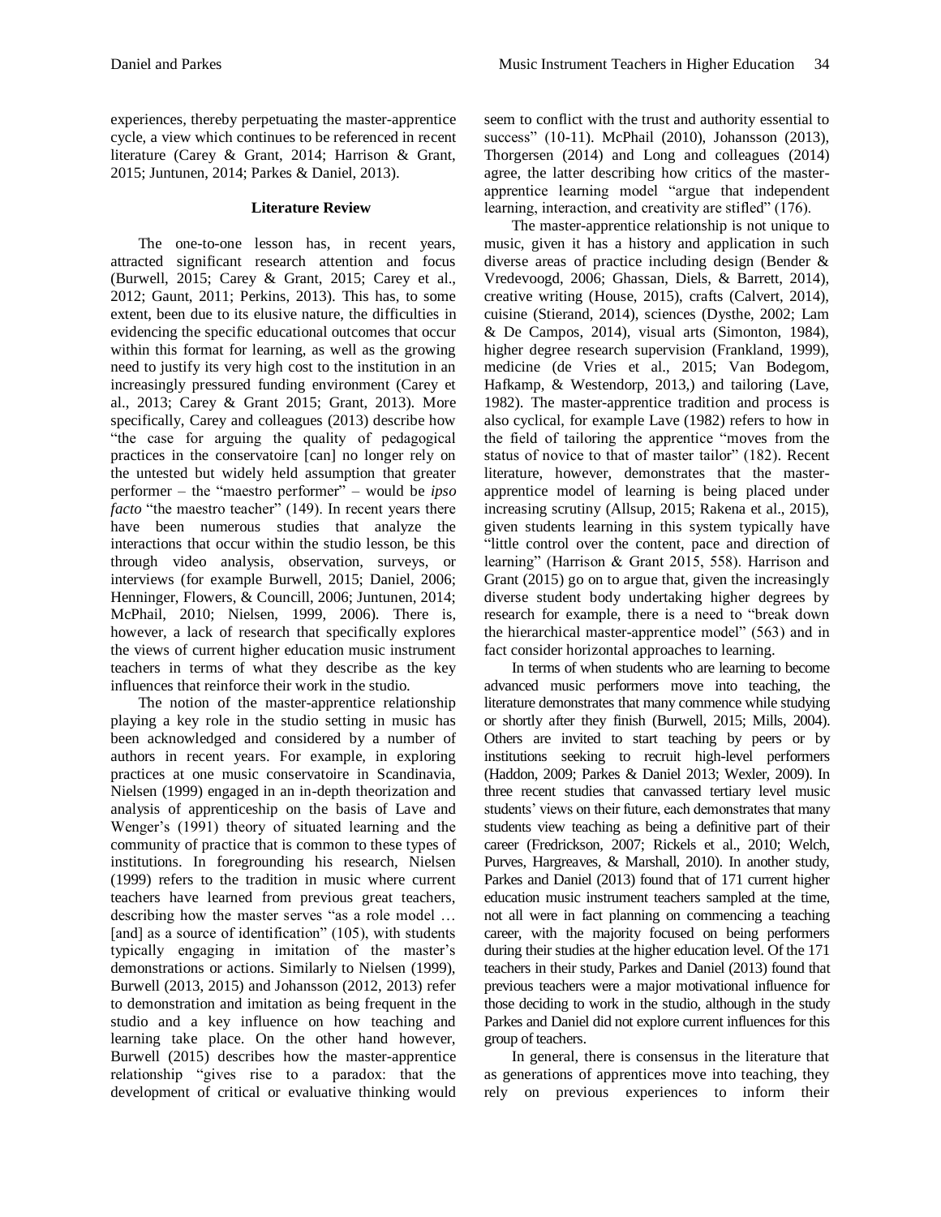experiences, thereby perpetuating the master-apprentice cycle, a view which continues to be referenced in recent literature (Carey & Grant, 2014; Harrison & Grant, 2015; Juntunen, 2014; Parkes & Daniel, 2013).

## Literature Review

The one-to-one lesson has, in recent years, attracted significant research attention and focus (Burwell, 2015; Carey & Grant, 2015; Carey et al., 2012; Gaunt, 2011; Perkins, 2013). This has, to some extent, been due to its elusive nature, the difficulties in evidencing the specific educational outcomes that occur within this format for learning, as well as the growing need to justify its very high cost to the institution in an increasingly pressured funding environment (Carey et al., 2013; Carey & Grant 2015; Grant, 2013). More specifically, Carey and colleagues (2013) describe how "the case for arguing the quality of pedagogical practices in the conservatoire [can] no longer rely on the untested but widely held assumption that greater performer – the "maestro performer" – would be *ipso facto* "the maestro teacher" (149). In recent years there have been numerous studies that analyze the interactions that occur within the studio lesson, be this through video analysis, observation, surveys, or interviews (for example Burwell, 2015; Daniel, 2006; Henninger, Flowers, & Councill, 2006; Juntunen, 2014; McPhail, 2010; Nielsen, 1999, 2006). There is, however, a lack of research that specifically explores the views of current higher education music instrument teachers in terms of what they describe as the key influences that reinforce their work in the studio.

The notion of the master-apprentice relationship playing a key role in the studio setting in music has been acknowledged and considered by a number of authors in recent years. For example, in exploring practices at one music conservatoire in Scandinavia, Nielsen (1999) engaged in an in-depth theorization and analysis of apprenticeship on the basis of Lave and Wenger's (1991) theory of situated learning and the community of practice that is common to these types of institutions. In foregrounding his research, Nielsen (1999) refers to the tradition in music where current teachers have learned from previous great teachers, describing how the master serves "as a role model … [and] as a source of identification" (105), with students typically engaging in imitation of the master's demonstrations or actions. Similarly to Nielsen (1999), Burwell (2013, 2015) and Johansson (2012, 2013) refer to demonstration and imitation as being frequent in the studio and a key influence on how teaching and learning take place. On the other hand however, Burwell (2015) describes how the master-apprentice relationship "gives rise to a paradox: that the development of critical or evaluative thinking would seem to conflict with the trust and authority essential to success" (10-11). McPhail (2010), Johansson (2013), Thorgersen (2014) and Long and colleagues (2014) agree, the latter describing how critics of the master-apprentice learning model "argue that independent learning, interaction, and creativity are stifled" (176).

The master-apprentice relationship is not unique to music, given it has a history and application in such diverse areas of practice including design (Bender & Vredevoogd, 2006; Ghassan, Diels, & Barrett, 2014), creative writing (House, 2015), crafts (Calvert, 2014), cuisine (Stierand, 2014), sciences (Dysthe, 2002; Lam & De Campos, 2014), visual arts (Simonton, 1984), higher degree research supervision (Frankland, 1999), medicine (de Vries et al., 2015; Van Bodegom, Hafkamp, & Westendorp, 2013,) and tailoring (Lave, 1982). The master-apprentice tradition and process is also cyclical, for example Lave (1982) refers to how in the field of tailoring the apprentice "moves from the status of novice to that of master tailor" (182). Recent literature, however, demonstrates that the master-apprentice model of learning is being placed under increasing scrutiny (Allsup, 2015; Rakena et al., 2015), given students learning in this system typically have "little control over the content, pace and direction of learning" (Harrison & Grant 2015, 558). Harrison and Grant (2015) go on to argue that, given the increasingly diverse student body undertaking higher degrees by research for example, there is a need to "break down the hierarchical master-apprentice model" (563) and in fact consider horizontal approaches to learning.

In terms of when students who are learning to become advanced music performers move into teaching, the literature demonstrates that many commence while studying or shortly after they finish (Burwell, 2015; Mills, 2004). Others are invited to start teaching by peers or by institutions seeking to recruit high-level performers (Haddon, 2009; Parkes & Daniel 2013; Wexler, 2009). In three recent studies that canvassed tertiary level music students' views on their future, each demonstrates that many students view teaching as being a definitive part of their career (Fredrickson, 2007; Rickels et al., 2010; Welch, Purves, Hargreaves, & Marshall, 2010). In another study, Parkes and Daniel (2013) found that of 171 current higher education music instrument teachers sampled at the time, not all were in fact planning on commencing a teaching career, with the majority focused on being performers during their studies at the higher education level. Of the 171 teachers in their study, Parkes and Daniel (2013) found that previous teachers were a major motivational influence for those deciding to work in the studio, although in the study Parkes and Daniel did not explore current influences for this group of teachers.

In general, there is consensus in the literature that as generations of apprentices move into teaching, they rely on previous experiences to inform their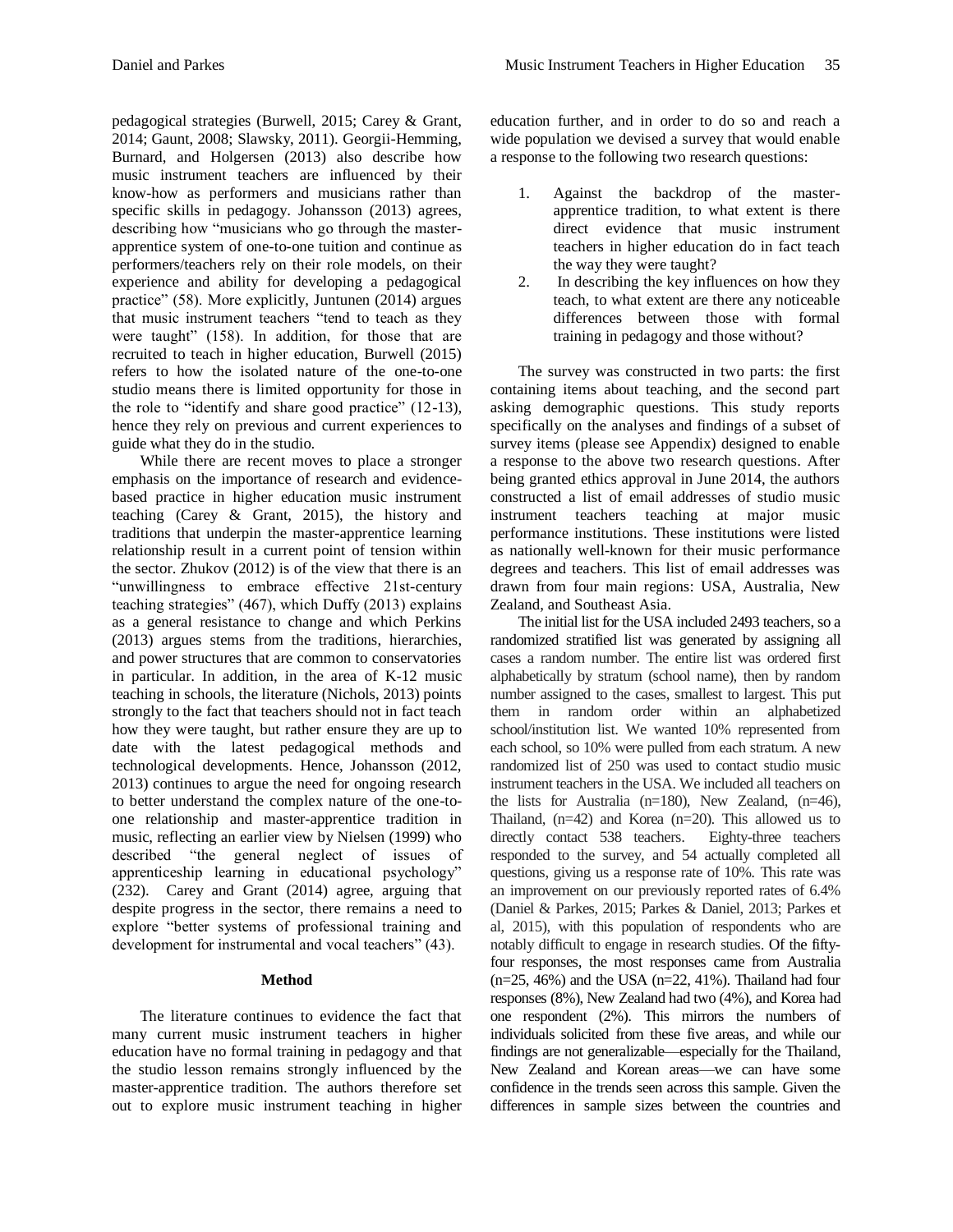pedagogical strategies (Burwell, 2015; Carey & Grant, 2014; Gaunt, 2008; Slawsky, 2011). Georgii-Hemming, Burnard, and Holgersen (2013) also describe how music instrument teachers are influenced by their know-how as performers and musicians rather than specific skills in pedagogy. Johansson (2013) agrees, describing how "musicians who go through the master-apprentice system of one-to-one tuition and continue as performers/teachers rely on their role models, on their experience and ability for developing a pedagogical practice" (58). More explicitly, Juntunen (2014) argues that music instrument teachers "tend to teach as they were taught" (158). In addition, for those that are recruited to teach in higher education, Burwell (2015) refers to how the isolated nature of the one-to-one studio means there is limited opportunity for those in the role to "identify and share good practice" (12-13), hence they rely on previous and current experiences to guide what they do in the studio.

While there are recent moves to place a stronger emphasis on the importance of research and evidence-based practice in higher education music instrument teaching (Carey & Grant, 2015), the history and traditions that underpin the master-apprentice learning relationship result in a current point of tension within the sector. Zhukov (2012) is of the view that there is an "unwillingness to embrace effective 21st-century teaching strategies" (467), which Duffy (2013) explains as a general resistance to change and which Perkins (2013) argues stems from the traditions, hierarchies, and power structures that are common to conservatories in particular. In addition, in the area of K-12 music teaching in schools, the literature (Nichols, 2013) points strongly to the fact that teachers should not in fact teach how they were taught, but rather ensure they are up to date with the latest pedagogical methods and technological developments. Hence, Johansson (2012, 2013) continues to argue the need for ongoing research to better understand the complex nature of the one-to-one relationship and master-apprentice tradition in music, reflecting an earlier view by Nielsen (1999) who described "the general neglect of issues of apprenticeship learning in educational psychology" (232). Carey and Grant (2014) agree, arguing that despite progress in the sector, there remains a need to explore "better systems of professional training and development for instrumental and vocal teachers" (43).

## Method

The literature continues to evidence the fact that many current music instrument teachers in higher education have no formal training in pedagogy and that the studio lesson remains strongly influenced by the master-apprentice tradition. The authors therefore set out to explore music instrument teaching in higher education further, and in order to do so and reach a wide population we devised a survey that would enable a response to the following two research questions:

1. Against the backdrop of the master-apprentice tradition, to what extent is there direct evidence that music instrument teachers in higher education do in fact teach the way they were taught?
2. In describing the key influences on how they teach, to what extent are there any noticeable differences between those with formal training in pedagogy and those without?

The survey was constructed in two parts: the first containing items about teaching, and the second part asking demographic questions. This study reports specifically on the analyses and findings of a subset of survey items (please see Appendix) designed to enable a response to the above two research questions. After being granted ethics approval in June 2014, the authors constructed a list of email addresses of studio music instrument teachers teaching at major music performance institutions. These institutions were listed as nationally well-known for their music performance degrees and teachers. This list of email addresses was drawn from four main regions: USA, Australia, New Zealand, and Southeast Asia.

The initial list for the USA included 2493 teachers, so a randomized stratified list was generated by assigning all cases a random number. The entire list was ordered first alphabetically by stratum (school name), then by random number assigned to the cases, smallest to largest. This put them in random order within an alphabetized school/institution list. We wanted 10% represented from each school, so 10% were pulled from each stratum. A new randomized list of 250 was used to contact studio music instrument teachers in the USA. We included all teachers on the lists for Australia (n=180), New Zealand, (n=46), Thailand, (n=42) and Korea (n=20). This allowed us to directly contact 538 teachers. Eighty-three teachers responded to the survey, and 54 actually completed all questions, giving us a response rate of 10%. This rate was an improvement on our previously reported rates of 6.4% (Daniel & Parkes, 2015; Parkes & Daniel, 2013; Parkes et al, 2015), with this population of respondents who are notably difficult to engage in research studies. Of the fifty-four responses, the most responses came from Australia (n=25, 46%) and the USA (n=22, 41%). Thailand had four responses (8%), New Zealand had two (4%), and Korea had one respondent (2%). This mirrors the numbers of individuals solicited from these five areas, and while our findings are not generalizable—especially for the Thailand, New Zealand and Korean areas—we can have some confidence in the trends seen across this sample. Given the differences in sample sizes between the countries and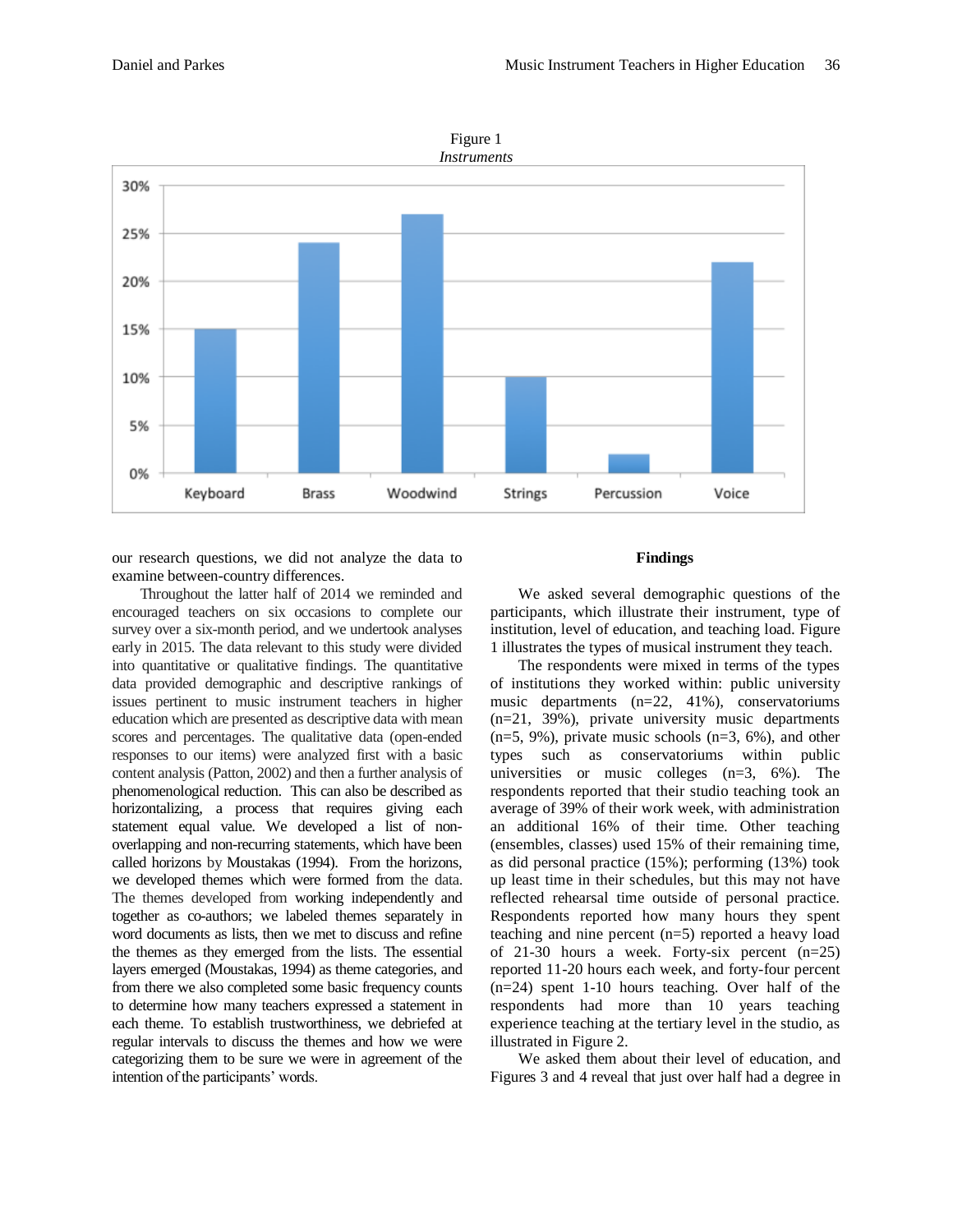Figure 1
*Instruments*

our research questions, we did not analyze the data to examine between-country differences.

Throughout the latter half of 2014 we reminded and encouraged teachers on six occasions to complete our survey over a six-month period, and we undertook analyses early in 2015. The data relevant to this study were divided into quantitative or qualitative findings. The quantitative data provided demographic and descriptive rankings of issues pertinent to music instrument teachers in higher education which are presented as descriptive data with mean scores and percentages. The qualitative data (open-ended responses to our items) were analyzed first with a basic content analysis (Patton, 2002) and then a further analysis of phenomenological reduction. This can also be described as horizontalizing, a process that requires giving each statement equal value. We developed a list of non-overlapping and non-recurring statements, which have been called horizons by Moustakas (1994). From the horizons, we developed themes which were formed from the data. The themes developed from working independently and together as co-authors; we labeled themes separately in word documents as lists, then we met to discuss and refine the themes as they emerged from the lists. The essential layers emerged (Moustakas, 1994) as theme categories, and from there we also completed some basic frequency counts to determine how many teachers expressed a statement in each theme. To establish trustworthiness, we debriefed at regular intervals to discuss the themes and how we were categorizing them to be sure we were in agreement of the intention of the participants' words.

**Findings**

We asked several demographic questions of the participants, which illustrate their instrument, type of institution, level of education, and teaching load. Figure 1 illustrates the types of musical instrument they teach.

The respondents were mixed in terms of the types of institutions they worked within: public university music departments (n=22, 41%), conservatoriums (n=21, 39%), private university music departments (n=5, 9%), private music schools (n=3, 6%), and other types such as conservatoriums within public universities or music colleges (n=3, 6%). The respondents reported that their studio teaching took an average of 39% of their work week, with administration an additional 16% of their time. Other teaching (ensembles, classes) used 15% of their remaining time, as did personal practice (15%); performing (13%) took up least time in their schedules, but this may not have reflected rehearsal time outside of personal practice. Respondents reported how many hours they spent teaching and nine percent (n=5) reported a heavy load of 21-30 hours a week. Forty-six percent (n=25) reported 11-20 hours each week, and forty-four percent (n=24) spent 1-10 hours teaching. Over half of the respondents had more than 10 years teaching experience teaching at the tertiary level in the studio, as illustrated in Figure 2.

We asked them about their level of education, and Figures 3 and 4 reveal that just over half had a degree in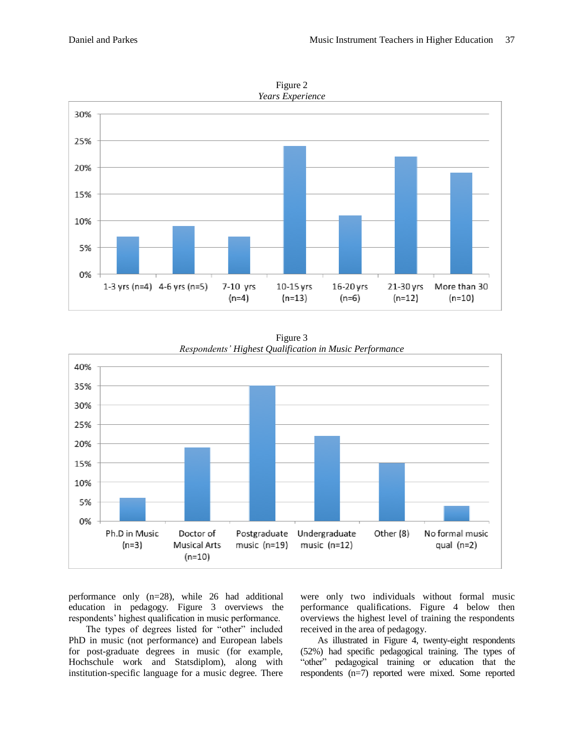Figure 2

*Years Experience*

| Years Experience | Percentage |
|---|---|
| 1-3 yrs (n=4) | 7% |
| 4-6 yrs (n=5) | 9% |
| 7-10 yrs (n=4) | 7% |
| 10-15 yrs (n=13) | 24% |
| 16-20 yrs (n=6) | 11% |
| 21-30 yrs (n=12) | 22% |
| More than 30 (n=10) | 19% |

Figure 3

*Respondents' Highest Qualification in Music Performance*

| Qualification | Percentage |
|---|---|
| Ph.D in Music (n=3) | 6% |
| Doctor of Musical Arts (n=10) | 19% |
| Postgraduate music (n=19) | 35% |
| Undergraduate music (n=12) | 22% |
| Other (8) | 15% |
| No formal music qual (n=2) | 4% |

performance only (n=28), while 26 had additional education in pedagogy. Figure 3 overviews the respondents' highest qualification in music performance.

The types of degrees listed for "other" included PhD in music (not performance) and European labels for post-graduate degrees in music (for example, Hochschule work and Statsdiplom), along with institution-specific language for a music degree. There were only two individuals without formal music performance qualifications. Figure 4 below then overviews the highest level of training the respondents received in the area of pedagogy.

As illustrated in Figure 4, twenty-eight respondents (52%) had specific pedagogical training. The types of "other" pedagogical training or education that the respondents (n=7) reported were mixed. Some reported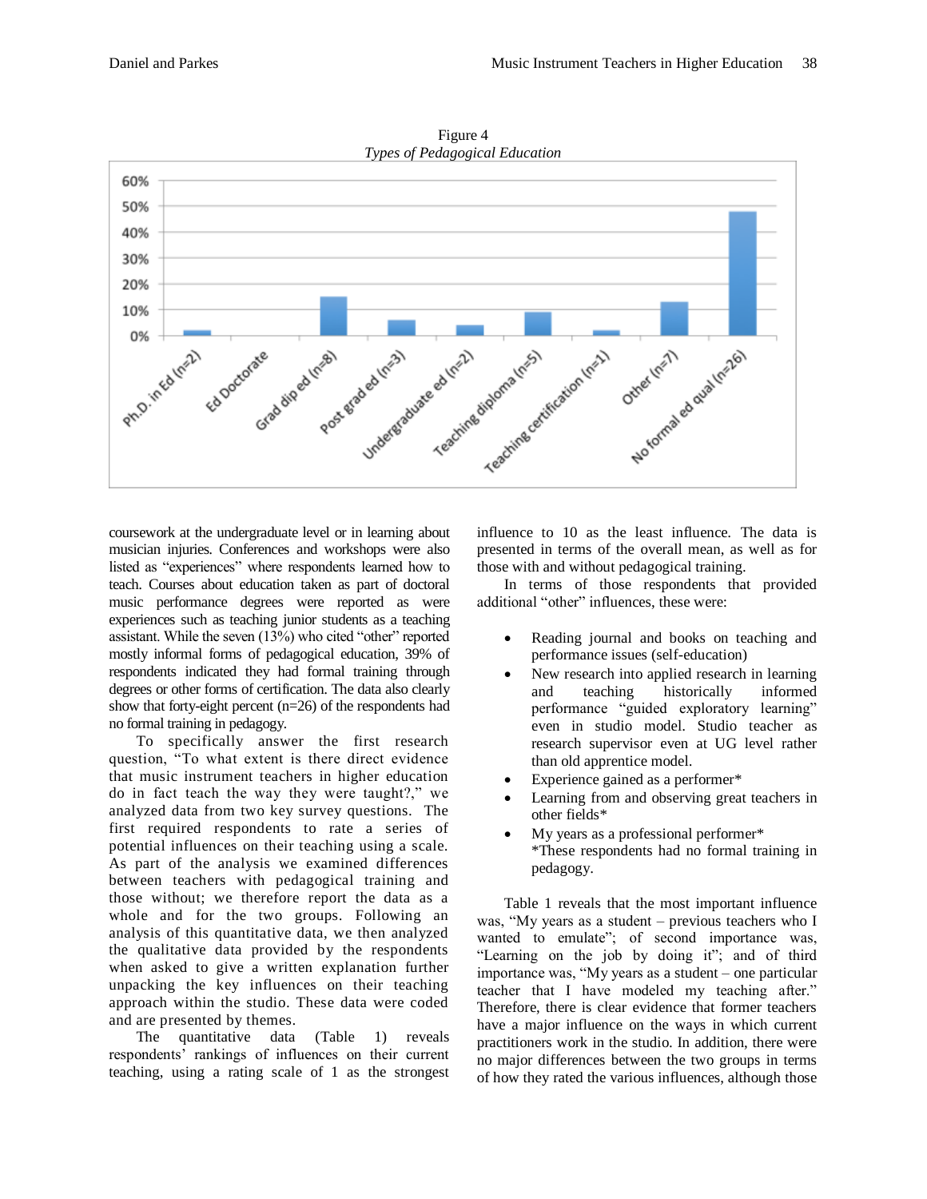Figure 4

*Types of Pedagogical Education*

coursework at the undergraduate level or in learning about musician injuries. Conferences and workshops were also listed as "experiences" where respondents learned how to teach. Courses about education taken as part of doctoral music performance degrees were reported as were experiences such as teaching junior students as a teaching assistant. While the seven (13%) who cited "other" reported mostly informal forms of pedagogical education, 39% of respondents indicated they had formal training through degrees or other forms of certification. The data also clearly show that forty-eight percent (n=26) of the respondents had no formal training in pedagogy.

To specifically answer the first research question, "To what extent is there direct evidence that music instrument teachers in higher education do in fact teach the way they were taught?," we analyzed data from two key survey questions. The first required respondents to rate a series of potential influences on their teaching using a scale. As part of the analysis we examined differences between teachers with pedagogical training and those without; we therefore report the data as a whole and for the two groups. Following an analysis of this quantitative data, we then analyzed the qualitative data provided by the respondents when asked to give a written explanation further unpacking the key influences on their teaching approach within the studio. These data were coded and are presented by themes.

The quantitative data (Table 1) reveals respondents' rankings of influences on their current teaching, using a rating scale of 1 as the strongest influence to 10 as the least influence. The data is presented in terms of the overall mean, as well as for those with and without pedagogical training.

In terms of those respondents that provided additional "other" influences, these were:

- Reading journal and books on teaching and performance issues (self-education)
- New research into applied research in learning and teaching historically informed performance "guided exploratory learning" even in studio model. Studio teacher as research supervisor even at UG level rather than old apprentice model.
- Experience gained as a performer*
- Learning from and observing great teachers in other fields*
- My years as a professional performer*

  *These respondents had no formal training in pedagogy.

Table 1 reveals that the most important influence was, "My years as a student – previous teachers who I wanted to emulate"; of second importance was, "Learning on the job by doing it"; and of third importance was, "My years as a student – one particular teacher that I have modeled my teaching after." Therefore, there is clear evidence that former teachers have a major influence on the ways in which current practitioners work in the studio. In addition, there were no major differences between the two groups in terms of how they rated the various influences, although those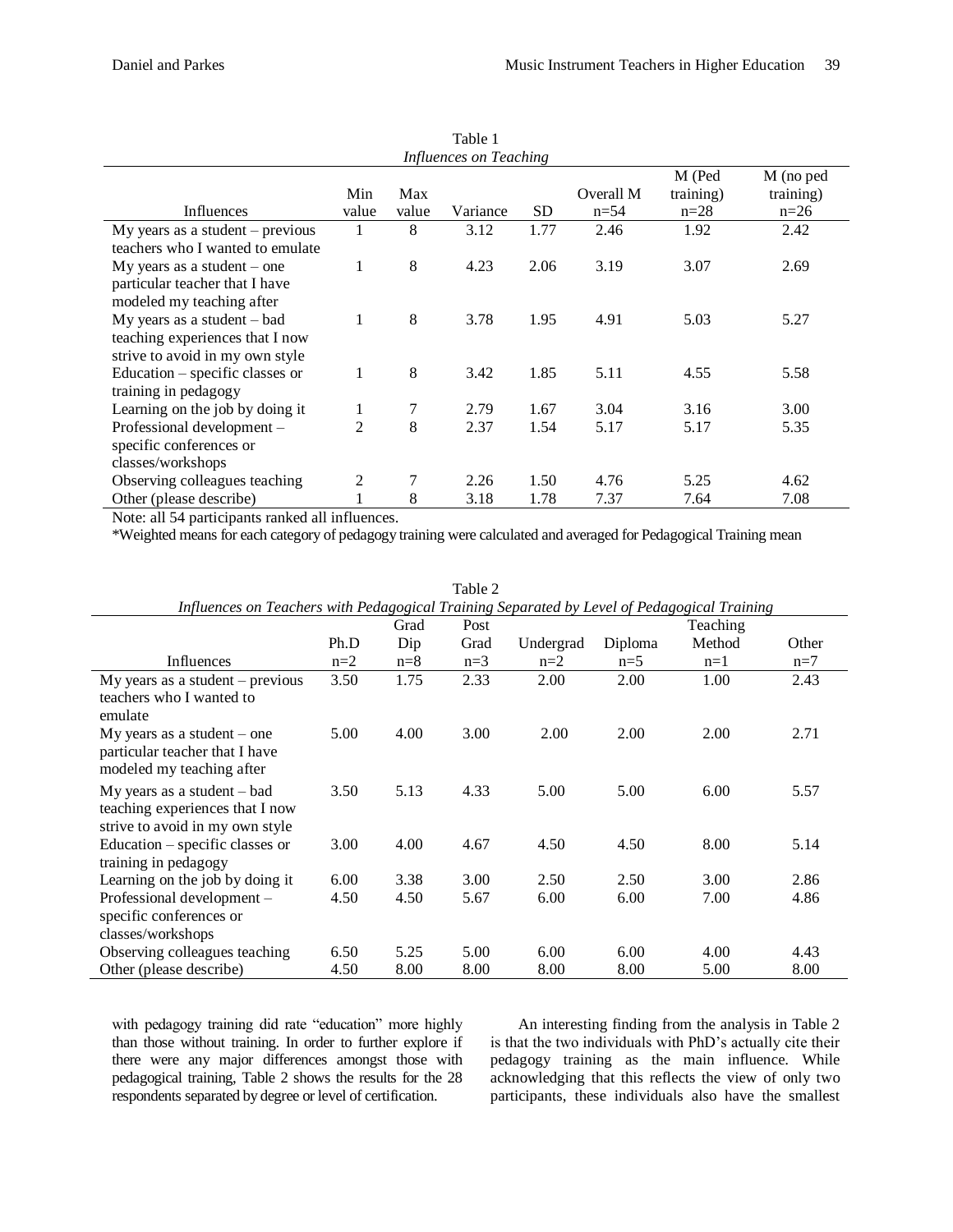Table 1
*Influences on Teaching*

| Influences | Min value | Max value | Variance | SD | Overall M n=54 | M (Ped training) n=28 | M (no ped training) n=26 |
|---|---|---|---|---|---|---|---|
| My years as a student – previous teachers who I wanted to emulate | 1 | 8 | 3.12 | 1.77 | 2.46 | 1.92 | 2.42 |
| My years as a student – one particular teacher that I have modeled my teaching after | 1 | 8 | 4.23 | 2.06 | 3.19 | 3.07 | 2.69 |
| My years as a student – bad teaching experiences that I now strive to avoid in my own style | 1 | 8 | 3.78 | 1.95 | 4.91 | 5.03 | 5.27 |
| Education – specific classes or training in pedagogy | 1 | 8 | 3.42 | 1.85 | 5.11 | 4.55 | 5.58 |
| Learning on the job by doing it | 1 | 7 | 2.79 | 1.67 | 3.04 | 3.16 | 3.00 |
| Professional development – specific conferences or classes/workshops | 2 | 8 | 2.37 | 1.54 | 5.17 | 5.17 | 5.35 |
| Observing colleagues teaching | 2 | 7 | 2.26 | 1.50 | 4.76 | 5.25 | 4.62 |
| Other (please describe) | 1 | 8 | 3.18 | 1.78 | 7.37 | 7.64 | 7.08 |

Note: all 54 participants ranked all influences.
*Weighted means for each category of pedagogy training were calculated and averaged for Pedagogical Training mean

Table 2
*Influences on Teachers with Pedagogical Training Separated by Level of Pedagogical Training*

| Influences | Ph.D n=2 | Grad Dip n=8 | Post Grad n=3 | Undergrad n=2 | Diploma n=5 | Teaching Method n=1 | Other n=7 |
|---|---|---|---|---|---|---|---|
| My years as a student – previous teachers who I wanted to emulate | 3.50 | 1.75 | 2.33 | 2.00 | 2.00 | 1.00 | 2.43 |
| My years as a student – one particular teacher that I have modeled my teaching after | 5.00 | 4.00 | 3.00 | 2.00 | 2.00 | 2.00 | 2.71 |
| My years as a student – bad teaching experiences that I now strive to avoid in my own style | 3.50 | 5.13 | 4.33 | 5.00 | 5.00 | 6.00 | 5.57 |
| Education – specific classes or training in pedagogy | 3.00 | 4.00 | 4.67 | 4.50 | 4.50 | 8.00 | 5.14 |
| Learning on the job by doing it | 6.00 | 3.38 | 3.00 | 2.50 | 2.50 | 3.00 | 2.86 |
| Professional development – specific conferences or classes/workshops | 4.50 | 4.50 | 5.67 | 6.00 | 6.00 | 7.00 | 4.86 |
| Observing colleagues teaching | 6.50 | 5.25 | 5.00 | 6.00 | 6.00 | 4.00 | 4.43 |
| Other (please describe) | 4.50 | 8.00 | 8.00 | 8.00 | 8.00 | 5.00 | 8.00 |

with pedagogy training did rate "education" more highly than those without training. In order to further explore if there were any major differences amongst those with pedagogical training, Table 2 shows the results for the 28 respondents separated by degree or level of certification.

An interesting finding from the analysis in Table 2 is that the two individuals with PhD's actually cite their pedagogy training as the main influence. While acknowledging that this reflects the view of only two participants, these individuals also have the smallest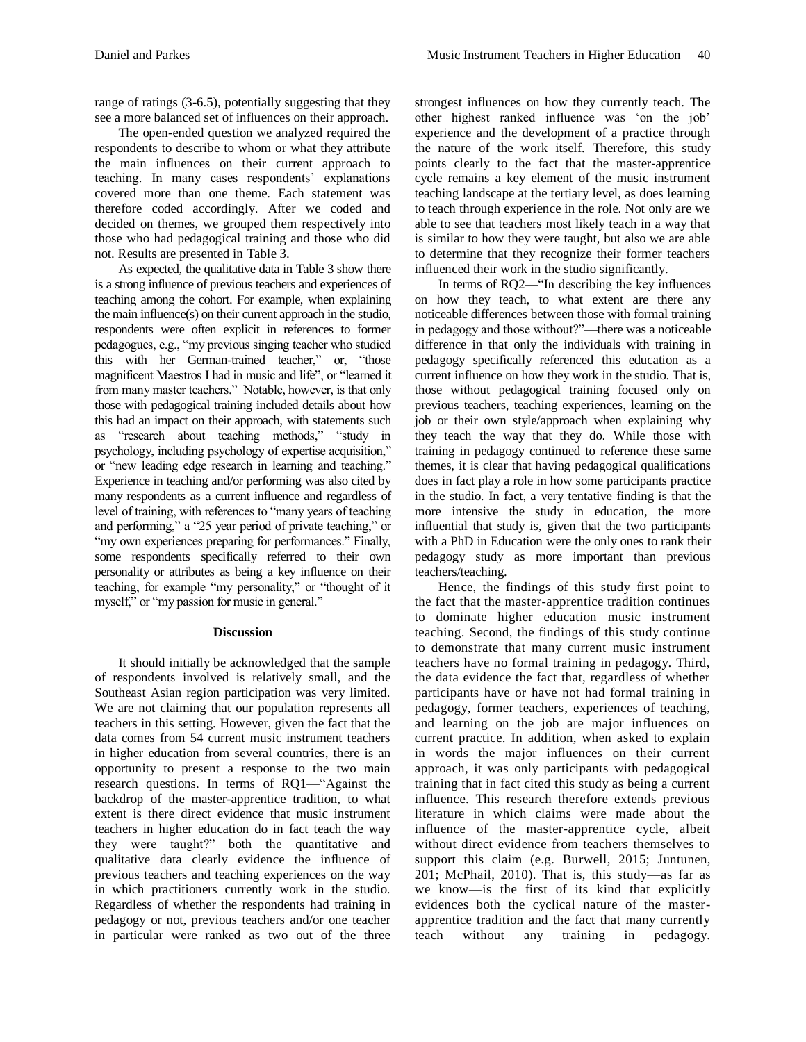range of ratings (3-6.5), potentially suggesting that they see a more balanced set of influences on their approach.

The open-ended question we analyzed required the respondents to describe to whom or what they attribute the main influences on their current approach to teaching. In many cases respondents' explanations covered more than one theme. Each statement was therefore coded accordingly. After we coded and decided on themes, we grouped them respectively into those who had pedagogical training and those who did not. Results are presented in Table 3.

As expected, the qualitative data in Table 3 show there is a strong influence of previous teachers and experiences of teaching among the cohort. For example, when explaining the main influence(s) on their current approach in the studio, respondents were often explicit in references to former pedagogues, e.g., "my previous singing teacher who studied this with her German-trained teacher," or, "those magnificent Maestros I had in music and life", or "learned it from many master teachers." Notable, however, is that only those with pedagogical training included details about how this had an impact on their approach, with statements such as "research about teaching methods," "study in psychology, including psychology of expertise acquisition," or "new leading edge research in learning and teaching." Experience in teaching and/or performing was also cited by many respondents as a current influence and regardless of level of training, with references to "many years of teaching and performing," a "25 year period of private teaching," or "my own experiences preparing for performances." Finally, some respondents specifically referred to their own personality or attributes as being a key influence on their teaching, for example "my personality," or "thought of it myself," or "my passion for music in general."

## Discussion

It should initially be acknowledged that the sample of respondents involved is relatively small, and the Southeast Asian region participation was very limited. We are not claiming that our population represents all teachers in this setting. However, given the fact that the data comes from 54 current music instrument teachers in higher education from several countries, there is an opportunity to present a response to the two main research questions. In terms of RQ1—"Against the backdrop of the master-apprentice tradition, to what extent is there direct evidence that music instrument teachers in higher education do in fact teach the way they were taught?"—both the quantitative and qualitative data clearly evidence the influence of previous teachers and teaching experiences on the way in which practitioners currently work in the studio. Regardless of whether the respondents had training in pedagogy or not, previous teachers and/or one teacher in particular were ranked as two out of the three strongest influences on how they currently teach. The other highest ranked influence was 'on the job' experience and the development of a practice through the nature of the work itself. Therefore, this study points clearly to the fact that the master-apprentice cycle remains a key element of the music instrument teaching landscape at the tertiary level, as does learning to teach through experience in the role. Not only are we able to see that teachers most likely teach in a way that is similar to how they were taught, but also we are able to determine that they recognize their former teachers influenced their work in the studio significantly.

In terms of RQ2—"In describing the key influences on how they teach, to what extent are there any noticeable differences between those with formal training in pedagogy and those without?"—there was a noticeable difference in that only the individuals with training in pedagogy specifically referenced this education as a current influence on how they work in the studio. That is, those without pedagogical training focused only on previous teachers, teaching experiences, learning on the job or their own style/approach when explaining why they teach the way that they do. While those with training in pedagogy continued to reference these same themes, it is clear that having pedagogical qualifications does in fact play a role in how some participants practice in the studio. In fact, a very tentative finding is that the more intensive the study in education, the more influential that study is, given that the two participants with a PhD in Education were the only ones to rank their pedagogy study as more important than previous teachers/teaching.

Hence, the findings of this study first point to the fact that the master-apprentice tradition continues to dominate higher education music instrument teaching. Second, the findings of this study continue to demonstrate that many current music instrument teachers have no formal training in pedagogy. Third, the data evidence the fact that, regardless of whether participants have or have not had formal training in pedagogy, former teachers, experiences of teaching, and learning on the job are major influences on current practice. In addition, when asked to explain in words the major influences on their current approach, it was only participants with pedagogical training that in fact cited this study as being a current influence. This research therefore extends previous literature in which claims were made about the influence of the master-apprentice cycle, albeit without direct evidence from teachers themselves to support this claim (e.g. Burwell, 2015; Juntunen, 201; McPhail, 2010). That is, this study—as far as we know—is the first of its kind that explicitly evidences both the cyclical nature of the master-apprentice tradition and the fact that many currently teach without any training in pedagogy.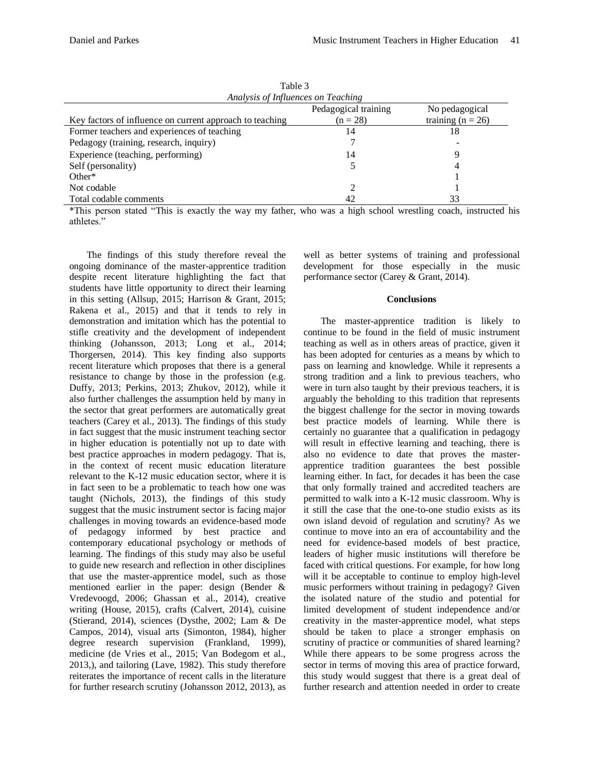Table 3

*Analysis of Influences on Teaching*

| Key factors of influence on current approach to teaching | Pedagogical training (n = 28) | No pedagogical training (n = 26) |
|---|---|---|
| Former teachers and experiences of teaching | 14 | 18 |
| Pedagogy (training, research, inquiry) | 7 | - |
| Experience (teaching, performing) | 14 | 9 |
| Self (personality) | 5 | 4 |
| Other* | | 1 |
| Not codable | 2 | 1 |
| Total codable comments | 42 | 33 |

*This person stated "This is exactly the way my father, who was a high school wrestling coach, instructed his athletes."

The findings of this study therefore reveal the ongoing dominance of the master-apprentice tradition despite recent literature highlighting the fact that students have little opportunity to direct their learning in this setting (Allsup, 2015; Harrison & Grant, 2015; Rakena et al., 2015) and that it tends to rely in demonstration and imitation which has the potential to stifle creativity and the development of independent thinking (Johansson, 2013; Long et al., 2014; Thorgersen, 2014). This key finding also supports recent literature which proposes that there is a general resistance to change by those in the profession (e.g. Duffy, 2013; Perkins, 2013; Zhukov, 2012), while it also further challenges the assumption held by many in the sector that great performers are automatically great teachers (Carey et al., 2013). The findings of this study in fact suggest that the music instrument teaching sector in higher education is potentially not up to date with best practice approaches in modern pedagogy. That is, in the context of recent music education literature relevant to the K-12 music education sector, where it is in fact seen to be a problematic to teach how one was taught (Nichols, 2013), the findings of this study suggest that the music instrument sector is facing major challenges in moving towards an evidence-based mode of pedagogy informed by best practice and contemporary educational psychology or methods of learning. The findings of this study may also be useful to guide new research and reflection in other disciplines that use the master-apprentice model, such as those mentioned earlier in the paper: design (Bender & Vredevoogd, 2006; Ghassan et al., 2014), creative writing (House, 2015), crafts (Calvert, 2014), cuisine (Stierand, 2014), sciences (Dysthe, 2002; Lam & De Campos, 2014), visual arts (Simonton, 1984), higher degree research supervision (Frankland, 1999), medicine (de Vries et al., 2015; Van Bodegom et al., 2013,), and tailoring (Lave, 1982). This study therefore reiterates the importance of recent calls in the literature for further research scrutiny (Johansson 2012, 2013), as well as better systems of training and professional development for those especially in the music performance sector (Carey & Grant, 2014).

## Conclusions

The master-apprentice tradition is likely to continue to be found in the field of music instrument teaching as well as in others areas of practice, given it has been adopted for centuries as a means by which to pass on learning and knowledge. While it represents a strong tradition and a link to previous teachers, who were in turn also taught by their previous teachers, it is arguably the beholding to this tradition that represents the biggest challenge for the sector in moving towards best practice models of learning. While there is certainly no guarantee that a qualification in pedagogy will result in effective learning and teaching, there is also no evidence to date that proves the master-apprentice tradition guarantees the best possible learning either. In fact, for decades it has been the case that only formally trained and accredited teachers are permitted to walk into a K-12 music classroom. Why is it still the case that the one-to-one studio exists as its own island devoid of regulation and scrutiny? As we continue to move into an era of accountability and the need for evidence-based models of best practice, leaders of higher music institutions will therefore be faced with critical questions. For example, for how long will it be acceptable to continue to employ high-level music performers without training in pedagogy? Given the isolated nature of the studio and potential for limited development of student independence and/or creativity in the master-apprentice model, what steps should be taken to place a stronger emphasis on scrutiny of practice or communities of shared learning? While there appears to be some progress across the sector in terms of moving this area of practice forward, this study would suggest that there is a great deal of further research and attention needed in order to create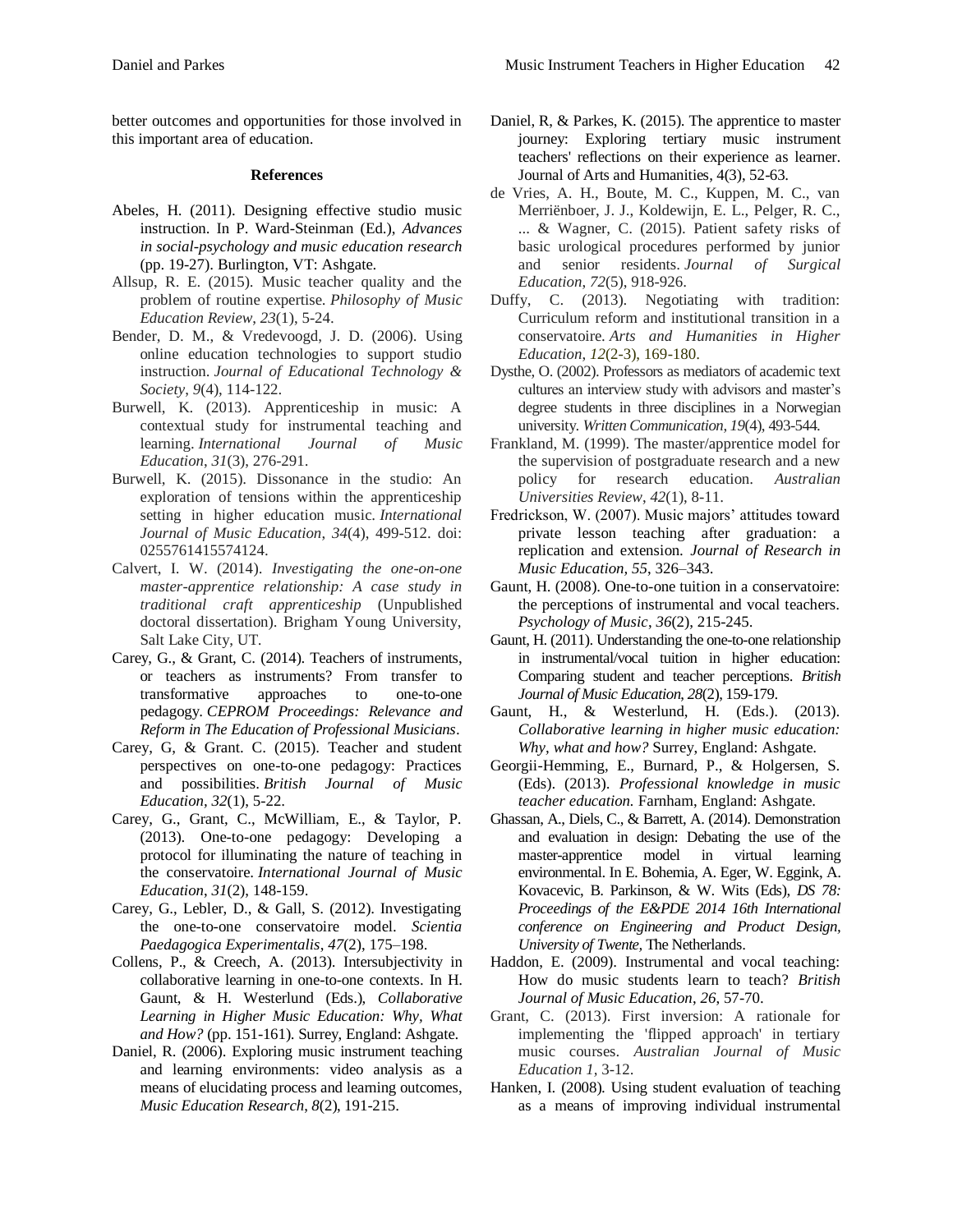better outcomes and opportunities for those involved in this important area of education.

## References

Abeles, H. (2011). Designing effective studio music instruction. In P. Ward-Steinman (Ed.), *Advances in social-psychology and music education research* (pp. 19-27). Burlington, VT: Ashgate.

Allsup, R. E. (2015). Music teacher quality and the problem of routine expertise. *Philosophy of Music Education Review*, *23*(1), 5-24.

Bender, D. M., & Vredevoogd, J. D. (2006). Using online education technologies to support studio instruction. *Journal of Educational Technology & Society*, *9*(4), 114-122.

Burwell, K. (2013). Apprenticeship in music: A contextual study for instrumental teaching and learning. *International Journal of Music Education*, *31*(3), 276-291.

Burwell, K. (2015). Dissonance in the studio: An exploration of tensions within the apprenticeship setting in higher education music. *International Journal of Music Education*, *34*(4), 499-512. doi: 0255761415574124.

Calvert, I. W. (2014). *Investigating the one-on-one master-apprentice relationship: A case study in traditional craft apprenticeship* (Unpublished doctoral dissertation). Brigham Young University, Salt Lake City, UT.

Carey, G., & Grant, C. (2014). Teachers of instruments, or teachers as instruments? From transfer to transformative approaches to one-to-one pedagogy. *CEPROM Proceedings: Relevance and Reform in The Education of Professional Musicians*.

Carey, G, & Grant. C. (2015). Teacher and student perspectives on one-to-one pedagogy: Practices and possibilities. *British Journal of Music Education*, *32*(1), 5-22.

Carey, G., Grant, C., McWilliam, E., & Taylor, P. (2013). One-to-one pedagogy: Developing a protocol for illuminating the nature of teaching in the conservatoire. *International Journal of Music Education*, *31*(2), 148-159.

Carey, G., Lebler, D., & Gall, S. (2012). Investigating the one-to-one conservatoire model. *Scientia Paedagogica Experimentalis*, *47*(2), 175–198.

Collens, P., & Creech, A. (2013). Intersubjectivity in collaborative learning in one-to-one contexts. In H. Gaunt, & H. Westerlund (Eds.), *Collaborative Learning in Higher Music Education: Why, What and How?* (pp. 151-161). Surrey, England: Ashgate.

Daniel, R. (2006). Exploring music instrument teaching and learning environments: video analysis as a means of elucidating process and learning outcomes, *Music Education Research*, *8*(2), 191-215.

Daniel, R, & Parkes, K. (2015). The apprentice to master journey: Exploring tertiary music instrument teachers' reflections on their experience as learner. Journal of Arts and Humanities, 4(3), 52-63.

de Vries, A. H., Boute, M. C., Kuppen, M. C., van Merriënboer, J. J., Koldewijn, E. L., Pelger, R. C., ... & Wagner, C. (2015). Patient safety risks of basic urological procedures performed by junior and senior residents. *Journal of Surgical Education*, *72*(5), 918-926.

Duffy, C. (2013). Negotiating with tradition: Curriculum reform and institutional transition in a conservatoire. *Arts and Humanities in Higher Education*, *12*(2-3), 169-180.

Dysthe, O. (2002). Professors as mediators of academic text cultures an interview study with advisors and master's degree students in three disciplines in a Norwegian university. *Written Communication*, *19*(4), 493-544.

Frankland, M. (1999). The master/apprentice model for the supervision of postgraduate research and a new policy for research education. *Australian Universities Review*, *42*(1), 8-11.

Fredrickson, W. (2007). Music majors' attitudes toward private lesson teaching after graduation: a replication and extension. *Journal of Research in Music Education, 55*, 326–343.

Gaunt, H. (2008). One-to-one tuition in a conservatoire: the perceptions of instrumental and vocal teachers. *Psychology of Music*, *36*(2), 215-245.

Gaunt, H. (2011). Understanding the one-to-one relationship in instrumental/vocal tuition in higher education: Comparing student and teacher perceptions. *British Journal of Music Education*, *28*(2), 159-179.

Gaunt, H., & Westerlund, H. (Eds.). (2013). *Collaborative learning in higher music education: Why, what and how?* Surrey, England: Ashgate.

Georgii-Hemming, E., Burnard, P., & Holgersen, S. (Eds). (2013). *Professional knowledge in music teacher education.* Farnham, England: Ashgate.

Ghassan, A., Diels, C., & Barrett, A. (2014). Demonstration and evaluation in design: Debating the use of the master-apprentice model in virtual learning environmental. In E. Bohemia, A. Eger, W. Eggink, A. Kovacevic, B. Parkinson, & W. Wits (Eds), *DS 78: Proceedings of the E&PDE 2014 16th International conference on Engineering and Product Design, University of Twente*, The Netherlands.

Haddon, E. (2009). Instrumental and vocal teaching: How do music students learn to teach? *British Journal of Music Education*, *26*, 57-70.

Grant, C. (2013). First inversion: A rationale for implementing the 'flipped approach' in tertiary music courses. *Australian Journal of Music Education 1*, 3-12.

Hanken, I. (2008). Using student evaluation of teaching as a means of improving individual instrumental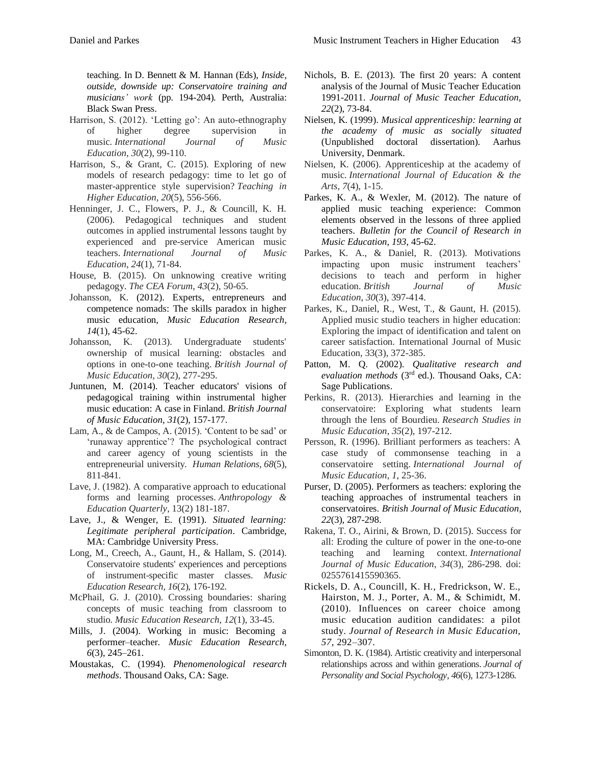teaching. In D. Bennett & M. Hannan (Eds), *Inside, outside, downside up: Conservatoire training and musicians' work* (pp. 194-204). Perth, Australia: Black Swan Press.

Harrison, S. (2012). 'Letting go': An auto-ethnography of higher degree supervision in music. *International Journal of Music Education*, *30*(2), 99-110.

Harrison, S., & Grant, C. (2015). Exploring of new models of research pedagogy: time to let go of master-apprentice style supervision? *Teaching in Higher Education*, *20*(5), 556-566.

Henninger, J. C., Flowers, P. J., & Councill, K. H. (2006). Pedagogical techniques and student outcomes in applied instrumental lessons taught by experienced and pre-service American music teachers. *International Journal of Music Education*, *24*(1), 71-84.

House, B. (2015). On unknowing creative writing pedagogy. *The CEA Forum*, *43*(2), 50-65.

Johansson, K. (2012). Experts, entrepreneurs and competence nomads: The skills paradox in higher music education, *Music Education Research*, *14*(1), 45-62.

Johansson, K. (2013). Undergraduate students' ownership of musical learning: obstacles and options in one-to-one teaching. *British Journal of Music Education*, *30*(2), 277-295.

Juntunen, M. (2014). Teacher educators' visions of pedagogical training within instrumental higher music education: A case in Finland. *British Journal of Music Education*, *31*(2), 157-177.

Lam, A., & de Campos, A. (2015). 'Content to be sad' or 'runaway apprentice'? The psychological contract and career agency of young scientists in the entrepreneurial university. *Human Relations*, *68*(5), 811-841.

Lave, J. (1982). A comparative approach to educational forms and learning processes. *Anthropology & Education Quarterly*, 13(2) 181-187.

Lave, J., & Wenger, E. (1991). *Situated learning: Legitimate peripheral participation*. Cambridge, MA: Cambridge University Press.

Long, M., Creech, A., Gaunt, H., & Hallam, S. (2014). Conservatoire students' experiences and perceptions of instrument-specific master classes. *Music Education Research*, *16*(2), 176-192.

McPhail, G. J. (2010). Crossing boundaries: sharing concepts of music teaching from classroom to studio. *Music Education Research*, *12*(1), 33-45.

Mills, J. (2004). Working in music: Becoming a performer–teacher. *Music Education Research*, *6*(3), 245–261.

Moustakas, C. (1994). *Phenomenological research methods*. Thousand Oaks, CA: Sage.

Nichols, B. E. (2013). The first 20 years: A content analysis of the Journal of Music Teacher Education 1991-2011. *Journal of Music Teacher Education*, *22*(2), 73-84.

Nielsen, K. (1999). *Musical apprenticeship: learning at the academy of music as socially situated* (Unpublished doctoral dissertation). Aarhus University, Denmark.

Nielsen, K. (2006). Apprenticeship at the academy of music. *International Journal of Education & the Arts*, *7*(4), 1-15.

Parkes, K. A., & Wexler, M. (2012). The nature of applied music teaching experience: Common elements observed in the lessons of three applied teachers. *Bulletin for the Council of Research in Music Education*, *193*, 45-62.

Parkes, K. A., & Daniel, R. (2013). Motivations impacting upon music instrument teachers' decisions to teach and perform in higher education. *British Journal of Music Education*, *30*(3), 397-414.

Parkes, K., Daniel, R., West, T., & Gaunt, H. (2015). Applied music studio teachers in higher education: Exploring the impact of identification and talent on career satisfaction. International Journal of Music Education, 33(3), 372-385.

Patton, M. Q. (2002). *Qualitative research and evaluation methods* (3rd ed.). Thousand Oaks, CA: Sage Publications.

Perkins, R. (2013). Hierarchies and learning in the conservatoire: Exploring what students learn through the lens of Bourdieu. *Research Studies in Music Education*, *35*(2), 197-212.

Persson, R. (1996). Brilliant performers as teachers: A case study of commonsense teaching in a conservatoire setting. *International Journal of Music Education*, *1*, 25-36.

Purser, D. (2005). Performers as teachers: exploring the teaching approaches of instrumental teachers in conservatoires. *British Journal of Music Education*, *22*(3), 287-298.

Rakena, T. O., Airini, & Brown, D. (2015). Success for all: Eroding the culture of power in the one-to-one teaching and learning context. *International Journal of Music Education*, *34*(3), 286-298. doi: 0255761415590365.

Rickels, D. A., Councill, K. H., Fredrickson, W. E., Hairston, M. J., Porter, A. M., & Schimidt, M. (2010). Influences on career choice among music education audition candidates: a pilot study. *Journal of Research in Music Education*, *57*, 292–307.

Simonton, D. K. (1984). Artistic creativity and interpersonal relationships across and within generations. *Journal of Personality and Social Psychology*, *46*(6), 1273-1286.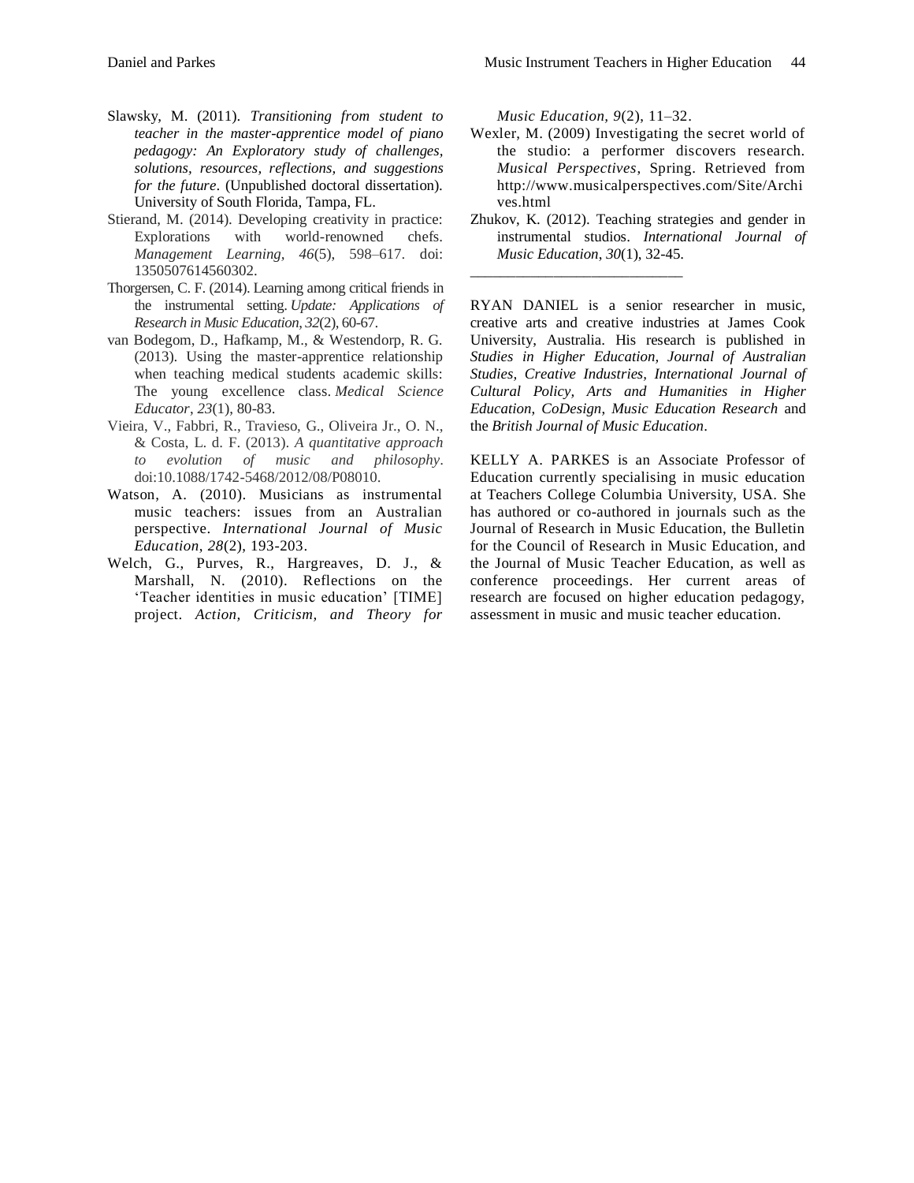Slawsky, M. (2011). *Transitioning from student to teacher in the master-apprentice model of piano pedagogy: An Exploratory study of challenges, solutions, resources, reflections, and suggestions for the future*. (Unpublished doctoral dissertation). University of South Florida, Tampa, FL.

Stierand, M. (2014). Developing creativity in practice: Explorations with world-renowned chefs. *Management Learning, 46*(5), 598–617. doi: 1350507614560302.

Thorgersen, C. F. (2014). Learning among critical friends in the instrumental setting. *Update: Applications of Research in Music Education, 32*(2), 60-67.

van Bodegom, D., Hafkamp, M., & Westendorp, R. G. (2013). Using the master-apprentice relationship when teaching medical students academic skills: The young excellence class. *Medical Science Educator*, *23*(1), 80-83.

Vieira, V., Fabbri, R., Travieso, G., Oliveira Jr., O. N., & Costa, L. d. F. (2013). *A quantitative approach to evolution of music and philosophy*. doi:10.1088/1742-5468/2012/08/P08010.

Watson, A. (2010). Musicians as instrumental music teachers: issues from an Australian perspective. *International Journal of Music Education*, *28*(2), 193-203.

Welch, G., Purves, R., Hargreaves, D. J., & Marshall, N. (2010). Reflections on the 'Teacher identities in music education' [TIME] project. *Action, Criticism, and Theory for Music Education, 9*(2), 11–32.

Wexler, M. (2009) Investigating the secret world of the studio: a performer discovers research. *Musical Perspectives*, Spring. Retrieved from http://www.musicalperspectives.com/Site/Archives.html

Zhukov, K. (2012). Teaching strategies and gender in instrumental studios. *International Journal of Music Education*, *30*(1), 32-45.

---

RYAN DANIEL is a senior researcher in music, creative arts and creative industries at James Cook University, Australia. His research is published in *Studies in Higher Education, Journal of Australian Studies, Creative Industries, International Journal of Cultural Policy, Arts and Humanities in Higher Education, CoDesign, Music Education Research* and the *British Journal of Music Education*.

KELLY A. PARKES is an Associate Professor of Education currently specialising in music education at Teachers College Columbia University, USA. She has authored or co-authored in journals such as the Journal of Research in Music Education, the Bulletin for the Council of Research in Music Education, and the Journal of Music Teacher Education, as well as conference proceedings. Her current areas of research are focused on higher education pedagogy, assessment in music and music teacher education.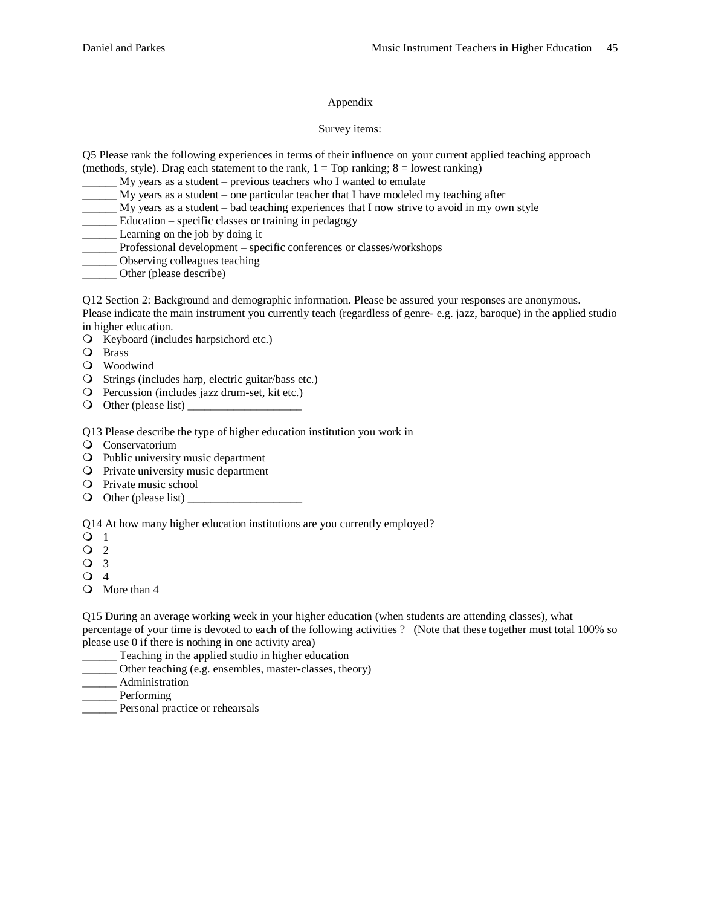Appendix

Survey items:

Q5 Please rank the following experiences in terms of their influence on your current applied teaching approach (methods, style). Drag each statement to the rank, 1 = Top ranking; 8 = lowest ranking)

______ My years as a student – previous teachers who I wanted to emulate
______ My years as a student – one particular teacher that I have modeled my teaching after
______ My years as a student – bad teaching experiences that I now strive to avoid in my own style
______ Education – specific classes or training in pedagogy
______ Learning on the job by doing it
______ Professional development – specific conferences or classes/workshops
______ Observing colleagues teaching
______ Other (please describe)

Q12 Section 2: Background and demographic information. Please be assured your responses are anonymous. Please indicate the main instrument you currently teach (regardless of genre- e.g. jazz, baroque) in the applied studio in higher education.

- Keyboard (includes harpsichord etc.)
- Brass
- Woodwind
- Strings (includes harp, electric guitar/bass etc.)
- Percussion (includes jazz drum-set, kit etc.)
- Other (please list) ____________________

Q13 Please describe the type of higher education institution you work in

- Conservatorium
- Public university music department
- Private university music department
- Private music school
- Other (please list) ____________________

Q14 At how many higher education institutions are you currently employed?

- 1
- 2
- 3
- 4
- More than 4

Q15 During an average working week in your higher education (when students are attending classes), what percentage of your time is devoted to each of the following activities ? (Note that these together must total 100% so please use 0 if there is nothing in one activity area)

______ Teaching in the applied studio in higher education
______ Other teaching (e.g. ensembles, master-classes, theory)
______ Administration
______ Performing
______ Personal practice or rehearsals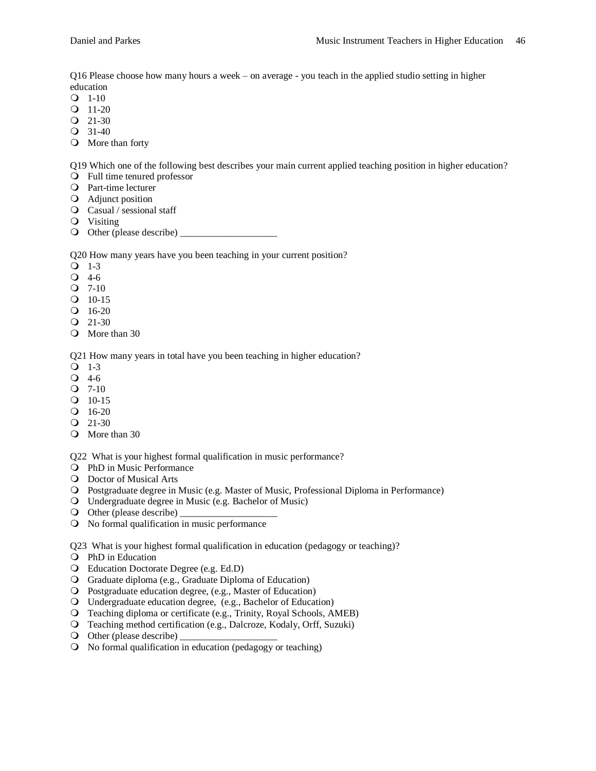Q16 Please choose how many hours a week – on average - you teach in the applied studio setting in higher education

- 1-10
- 11-20
- 21-30
- 31-40
- More than forty

Q19 Which one of the following best describes your main current applied teaching position in higher education?

- Full time tenured professor
- Part-time lecturer
- Adjunct position
- Casual / sessional staff
- Visiting
- Other (please describe) ____________________

Q20 How many years have you been teaching in your current position?

- 1-3
- 4-6
- 7-10
- 10-15
- 16-20
- 21-30
- More than 30

Q21 How many years in total have you been teaching in higher education?

- 1-3
- 4-6
- 7-10
- 10-15
- 16-20
- 21-30
- More than 30

Q22 What is your highest formal qualification in music performance?

- PhD in Music Performance
- Doctor of Musical Arts
- Postgraduate degree in Music (e.g. Master of Music, Professional Diploma in Performance)
- Undergraduate degree in Music (e.g. Bachelor of Music)
- Other (please describe) ____________________
- No formal qualification in music performance

Q23 What is your highest formal qualification in education (pedagogy or teaching)?

- PhD in Education
- Education Doctorate Degree (e.g. Ed.D)
- Graduate diploma (e.g., Graduate Diploma of Education)
- Postgraduate education degree, (e.g., Master of Education)
- Undergraduate education degree, (e.g., Bachelor of Education)
- Teaching diploma or certificate (e.g., Trinity, Royal Schools, AMEB)
- Teaching method certification (e.g., Dalcroze, Kodaly, Orff, Suzuki)
- Other (please describe) ____________________
- No formal qualification in education (pedagogy or teaching)